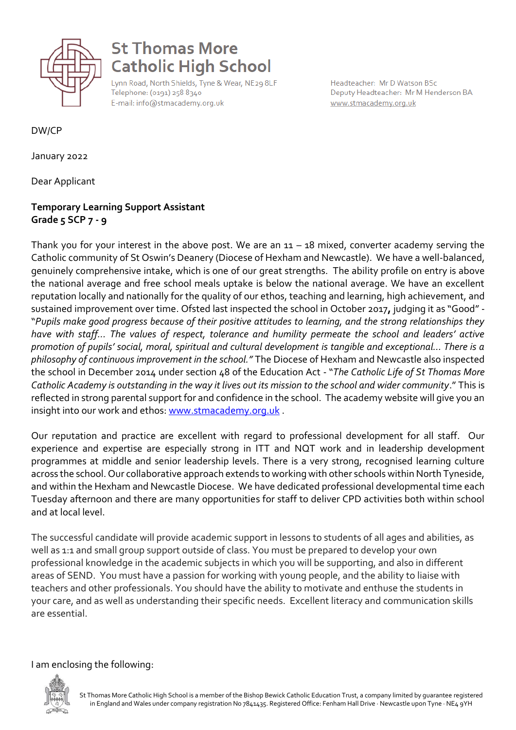# St Thomas More Catholic High School

Lynn Road, North Shields, Tyne & Wear, NE29 8LF
Telephone: (0191) 258 8340
E-mail: info@stmacademy.org.uk

Headteacher: Mr D Watson BSc
Deputy Headteacher: Mr M Henderson BA
www.stmacademy.org.uk

DW/CP

January 2022

Dear Applicant

**Temporary Learning Support Assistant**
**Grade 5 SCP 7 - 9**

Thank you for your interest in the above post. We are an 11 – 18 mixed, converter academy serving the Catholic community of St Oswin's Deanery (Diocese of Hexham and Newcastle). We have a well-balanced, genuinely comprehensive intake, which is one of our great strengths. The ability profile on entry is above the national average and free school meals uptake is below the national average. We have an excellent reputation locally and nationally for the quality of our ethos, teaching and learning, high achievement, and sustained improvement over time. Ofsted last inspected the school in October 2017**,** judging it as "Good" - "*Pupils make good progress because of their positive attitudes to learning, and the strong relationships they have with staff… The values of respect, tolerance and humility permeate the school and leaders' active promotion of pupils' social, moral, spiritual and cultural development is tangible and exceptional… There is a philosophy of continuous improvement in the school."* The Diocese of Hexham and Newcastle also inspected the school in December 2014 under section 48 of the Education Act - "*The Catholic Life of St Thomas More Catholic Academy is outstanding in the way it lives out its mission to the school and wider community*." This is reflected in strong parental support for and confidence in the school. The academy website will give you an insight into our work and ethos: www.stmacademy.org.uk .

Our reputation and practice are excellent with regard to professional development for all staff. Our experience and expertise are especially strong in ITT and NQT work and in leadership development programmes at middle and senior leadership levels. There is a very strong, recognised learning culture across the school. Our collaborative approach extends to working with other schools within North Tyneside, and within the Hexham and Newcastle Diocese. We have dedicated professional developmental time each Tuesday afternoon and there are many opportunities for staff to deliver CPD activities both within school and at local level.

The successful candidate will provide academic support in lessons to students of all ages and abilities, as well as 1:1 and small group support outside of class. You must be prepared to develop your own professional knowledge in the academic subjects in which you will be supporting, and also in different areas of SEND. You must have a passion for working with young people, and the ability to liaise with teachers and other professionals. You should have the ability to motivate and enthuse the students in your care, and as well as understanding their specific needs. Excellent literacy and communication skills are essential.

I am enclosing the following:

St Thomas More Catholic High School is a member of the Bishop Bewick Catholic Education Trust, a company limited by guarantee registered in England and Wales under company registration No 7841435. Registered Office: Fenham Hall Drive · Newcastle upon Tyne · NE4 9YH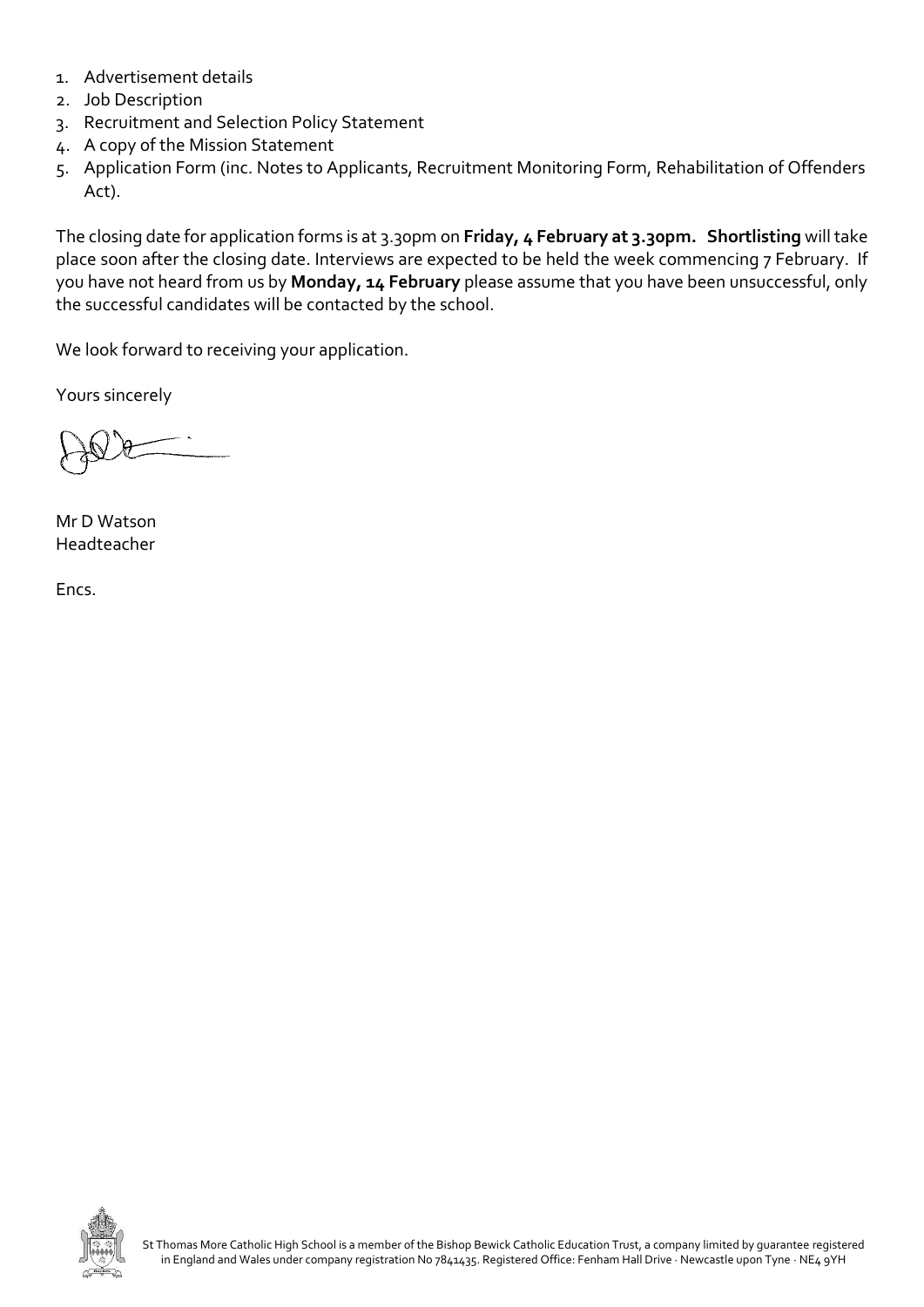1. Advertisement details
2. Job Description
3. Recruitment and Selection Policy Statement
4. A copy of the Mission Statement
5. Application Form (inc. Notes to Applicants, Recruitment Monitoring Form, Rehabilitation of Offenders Act).

The closing date for application forms is at 3.30pm on **Friday, 4 February at 3.30pm.** **Shortlisting** will take place soon after the closing date. Interviews are expected to be held the week commencing 7 February. If you have not heard from us by **Monday, 14 February** please assume that you have been unsuccessful, only the successful candidates will be contacted by the school.

We look forward to receiving your application.

Yours sincerely

Mr D Watson
Headteacher

Encs.

St Thomas More Catholic High School is a member of the Bishop Bewick Catholic Education Trust, a company limited by guarantee registered in England and Wales under company registration No 7841435. Registered Office: Fenham Hall Drive · Newcastle upon Tyne · NE4 9YH